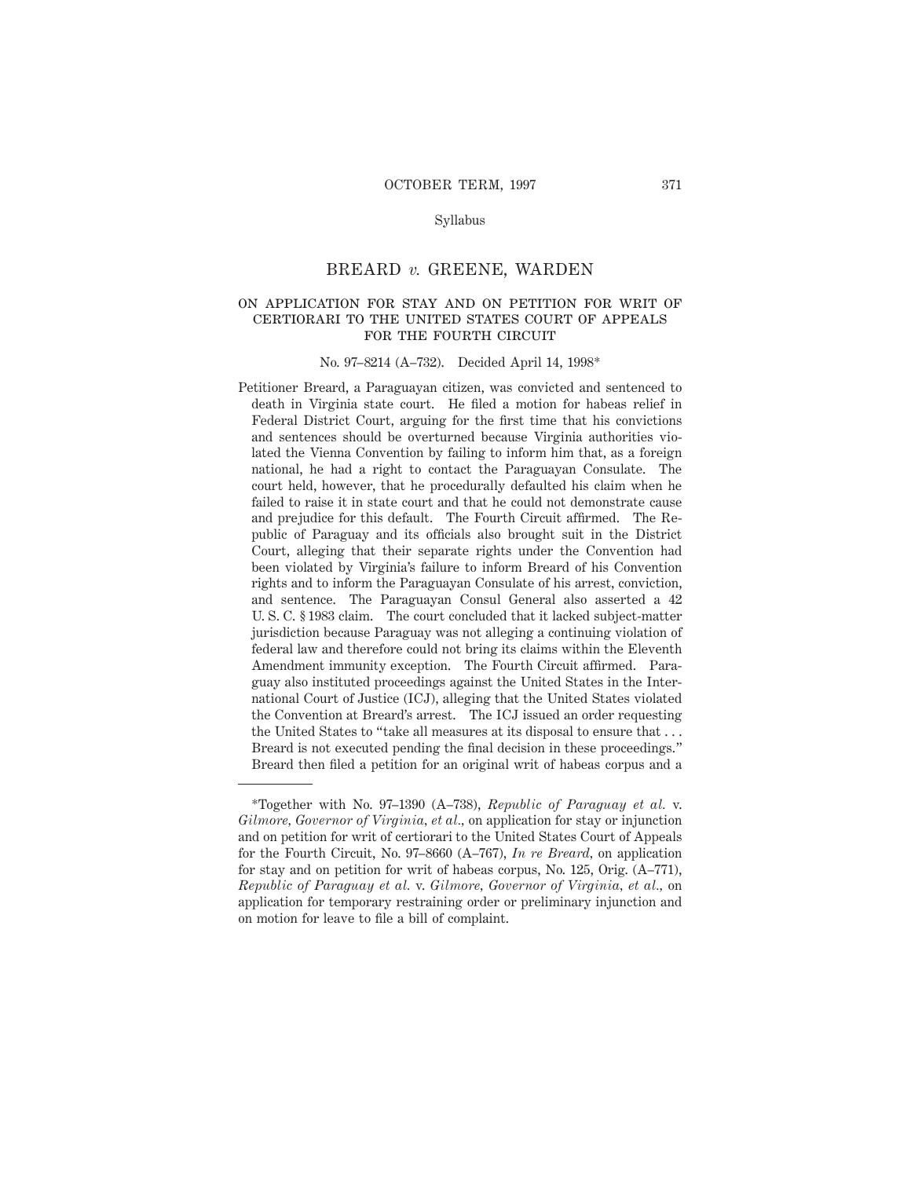# BREARD *v.* GREENE, WARDEN

## ON APPLICATION FOR STAY AND ON PETITION FOR WRIT OF CERTIORARI TO THE UNITED STATES COURT OF APPEALS FOR THE FOURTH CIRCUIT

No. 97–8214 (A–732). Decided April 14, 1998*

Petitioner Breard, a Paraguayan citizen, was convicted and sentenced to death in Virginia state court. He filed a motion for habeas relief in Federal District Court, arguing for the first time that his convictions and sentences should be overturned because Virginia authorities violated the Vienna Convention by failing to inform him that, as a foreign national, he had a right to contact the Paraguayan Consulate. The court held, however, that he procedurally defaulted his claim when he failed to raise it in state court and that he could not demonstrate cause and prejudice for this default. The Fourth Circuit affirmed. The Republic of Paraguay and its officials also brought suit in the District Court, alleging that their separate rights under the Convention had been violated by Virginia's failure to inform Breard of his Convention rights and to inform the Paraguayan Consulate of his arrest, conviction, and sentence. The Paraguayan Consul General also asserted a 42 U. S. C. § 1983 claim. The court concluded that it lacked subject-matter jurisdiction because Paraguay was not alleging a continuing violation of federal law and therefore could not bring its claims within the Eleventh Amendment immunity exception. The Fourth Circuit affirmed. Paraguay also instituted proceedings against the United States in the International Court of Justice (ICJ), alleging that the United States violated the Convention at Breard's arrest. The ICJ issued an order requesting the United States to "take all measures at its disposal to ensure that . . . Breard is not executed pending the final decision in these proceedings." Breard then filed a petition for an original writ of habeas corpus and a

---

*Together with No. 97–1390 (A–738), *Republic of Paraguay et al.* v. *Gilmore, Governor of Virginia, et al.*, on application for stay or injunction and on petition for writ of certiorari to the United States Court of Appeals for the Fourth Circuit, No. 97–8660 (A–767), *In re Breard*, on application for stay and on petition for writ of habeas corpus, No. 125, Orig. (A–771), *Republic of Paraguay et al.* v. *Gilmore, Governor of Virginia, et al.*, on application for temporary restraining order or preliminary injunction and on motion for leave to file a bill of complaint.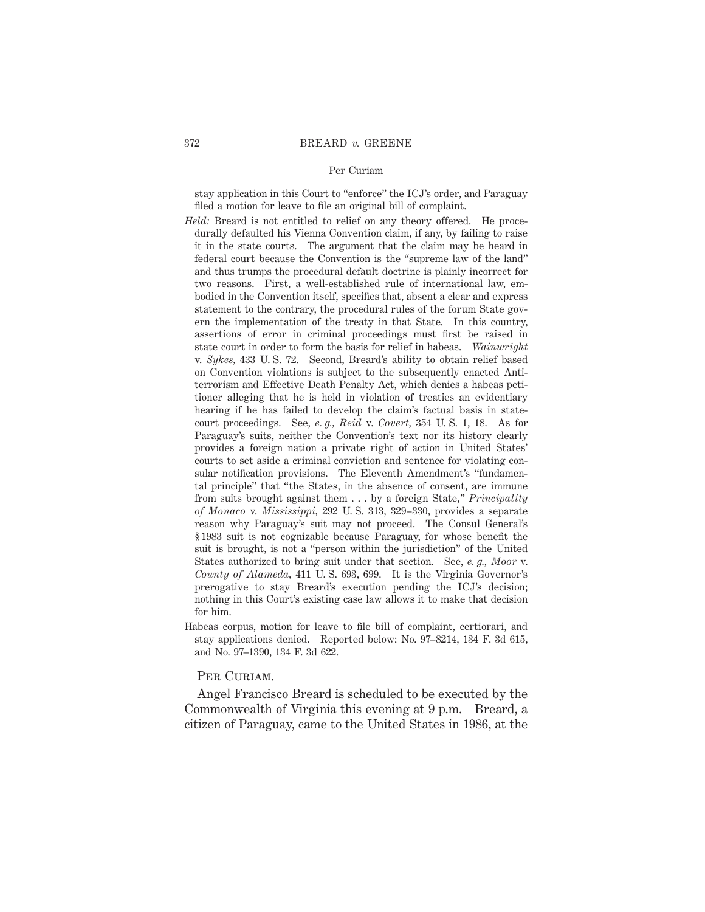stay application in this Court to "enforce" the ICJ's order, and Paraguay filed a motion for leave to file an original bill of complaint.

*Held:* Breard is not entitled to relief on any theory offered. He procedurally defaulted his Vienna Convention claim, if any, by failing to raise it in the state courts. The argument that the claim may be heard in federal court because the Convention is the "supreme law of the land" and thus trumps the procedural default doctrine is plainly incorrect for two reasons. First, a well-established rule of international law, embodied in the Convention itself, specifies that, absent a clear and express statement to the contrary, the procedural rules of the forum State govern the implementation of the treaty in that State. In this country, assertions of error in criminal proceedings must first be raised in state court in order to form the basis for relief in habeas. *Wainwright* v. *Sykes*, 433 U. S. 72. Second, Breard's ability to obtain relief based on Convention violations is subject to the subsequently enacted Antiterrorism and Effective Death Penalty Act, which denies a habeas petitioner alleging that he is held in violation of treaties an evidentiary hearing if he has failed to develop the claim's factual basis in state-court proceedings. See, *e. g., Reid* v. *Covert*, 354 U. S. 1, 18. As for Paraguay's suits, neither the Convention's text nor its history clearly provides a foreign nation a private right of action in United States' courts to set aside a criminal conviction and sentence for violating consular notification provisions. The Eleventh Amendment's "fundamental principle" that "the States, in the absence of consent, are immune from suits brought against them . . . by a foreign State," *Principality of Monaco* v. *Mississippi*, 292 U. S. 313, 329–330, provides a separate reason why Paraguay's suit may not proceed. The Consul General's § 1983 suit is not cognizable because Paraguay, for whose benefit the suit is brought, is not a "person within the jurisdiction" of the United States authorized to bring suit under that section. See, *e. g., Moor* v. *County of Alameda*, 411 U. S. 693, 699. It is the Virginia Governor's prerogative to stay Breard's execution pending the ICJ's decision; nothing in this Court's existing case law allows it to make that decision for him.

Habeas corpus, motion for leave to file bill of complaint, certiorari, and stay applications denied. Reported below: No. 97–8214, 134 F. 3d 615, and No. 97–1390, 134 F. 3d 622.

Per Curiam.

Angel Francisco Breard is scheduled to be executed by the Commonwealth of Virginia this evening at 9 p.m. Breard, a citizen of Paraguay, came to the United States in 1986, at the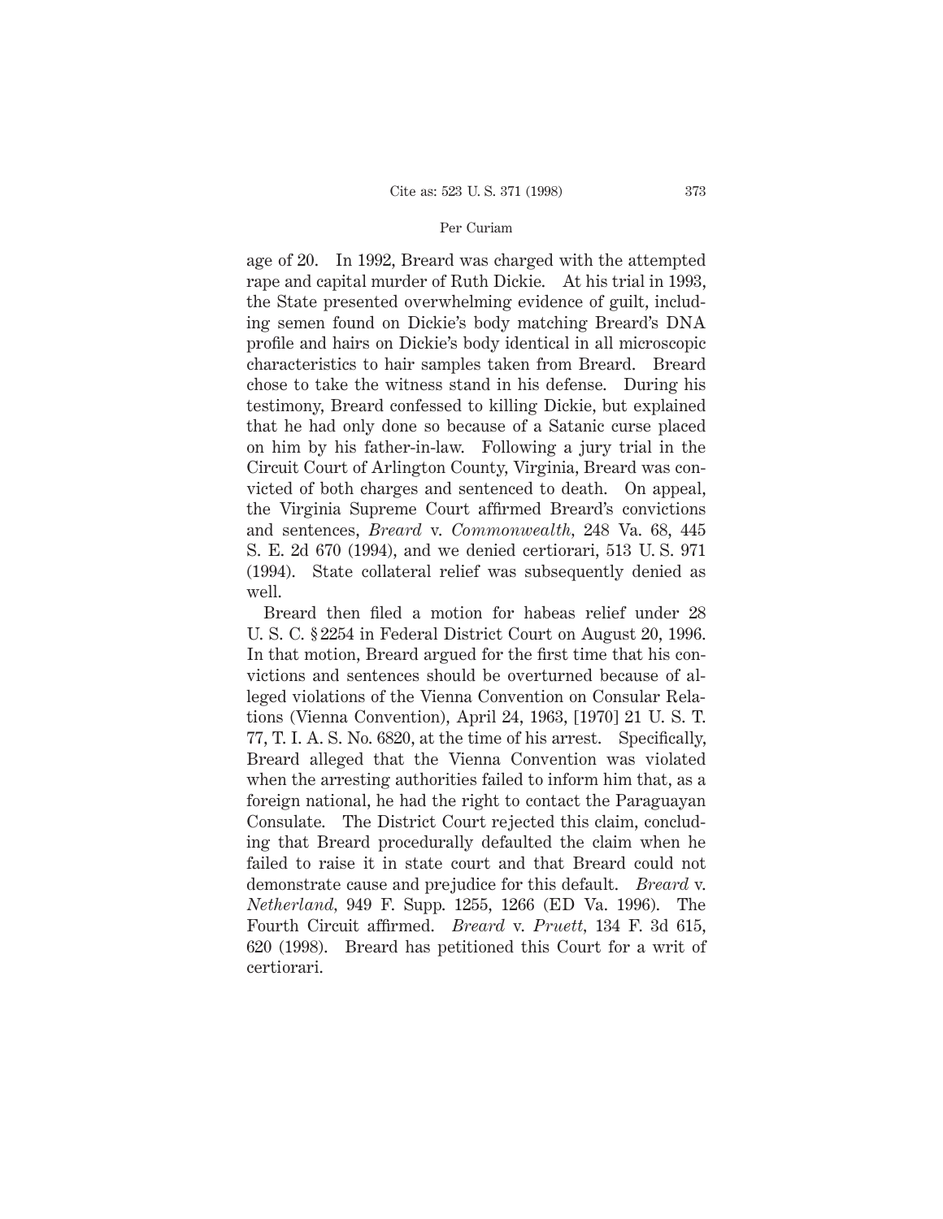age of 20. In 1992, Breard was charged with the attempted rape and capital murder of Ruth Dickie. At his trial in 1993, the State presented overwhelming evidence of guilt, including semen found on Dickie's body matching Breard's DNA profile and hairs on Dickie's body identical in all microscopic characteristics to hair samples taken from Breard. Breard chose to take the witness stand in his defense. During his testimony, Breard confessed to killing Dickie, but explained that he had only done so because of a Satanic curse placed on him by his father-in-law. Following a jury trial in the Circuit Court of Arlington County, Virginia, Breard was convicted of both charges and sentenced to death. On appeal, the Virginia Supreme Court affirmed Breard's convictions and sentences, *Breard* v. *Commonwealth*, 248 Va. 68, 445 S. E. 2d 670 (1994), and we denied certiorari, 513 U. S. 971 (1994). State collateral relief was subsequently denied as well.

Breard then filed a motion for habeas relief under 28 U. S. C. § 2254 in Federal District Court on August 20, 1996. In that motion, Breard argued for the first time that his convictions and sentences should be overturned because of alleged violations of the Vienna Convention on Consular Relations (Vienna Convention), April 24, 1963, [1970] 21 U. S. T. 77, T. I. A. S. No. 6820, at the time of his arrest. Specifically, Breard alleged that the Vienna Convention was violated when the arresting authorities failed to inform him that, as a foreign national, he had the right to contact the Paraguayan Consulate. The District Court rejected this claim, concluding that Breard procedurally defaulted the claim when he failed to raise it in state court and that Breard could not demonstrate cause and prejudice for this default. *Breard* v. *Netherland*, 949 F. Supp. 1255, 1266 (ED Va. 1996). The Fourth Circuit affirmed. *Breard* v. *Pruett*, 134 F. 3d 615, 620 (1998). Breard has petitioned this Court for a writ of certiorari.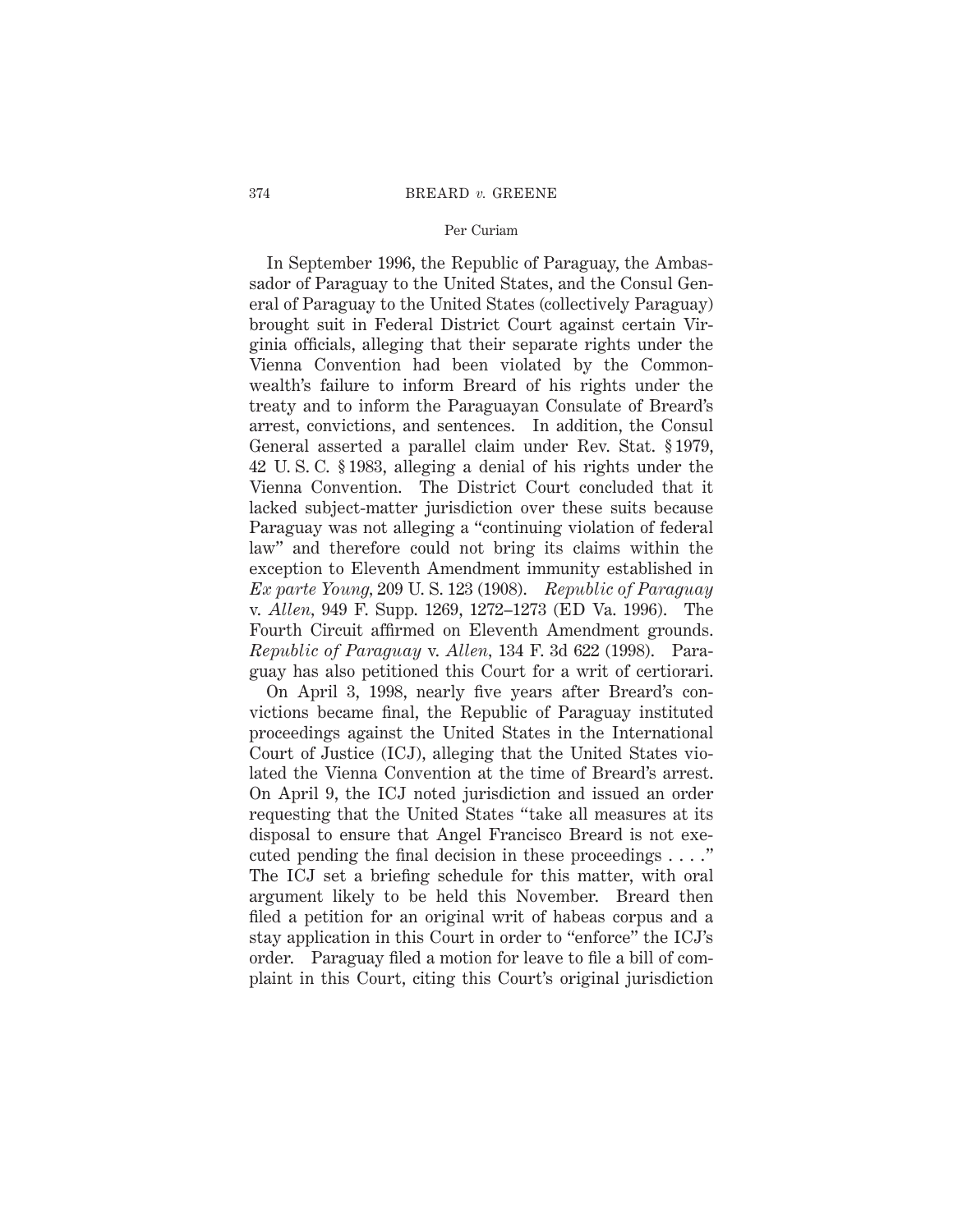In September 1996, the Republic of Paraguay, the Ambassador of Paraguay to the United States, and the Consul General of Paraguay to the United States (collectively Paraguay) brought suit in Federal District Court against certain Virginia officials, alleging that their separate rights under the Vienna Convention had been violated by the Commonwealth's failure to inform Breard of his rights under the treaty and to inform the Paraguayan Consulate of Breard's arrest, convictions, and sentences. In addition, the Consul General asserted a parallel claim under Rev. Stat. § 1979, 42 U. S. C. § 1983, alleging a denial of his rights under the Vienna Convention. The District Court concluded that it lacked subject-matter jurisdiction over these suits because Paraguay was not alleging a "continuing violation of federal law" and therefore could not bring its claims within the exception to Eleventh Amendment immunity established in *Ex parte Young*, 209 U. S. 123 (1908). *Republic of Paraguay* v. *Allen*, 949 F. Supp. 1269, 1272–1273 (ED Va. 1996). The Fourth Circuit affirmed on Eleventh Amendment grounds. *Republic of Paraguay* v. *Allen*, 134 F. 3d 622 (1998). Paraguay has also petitioned this Court for a writ of certiorari.

On April 3, 1998, nearly five years after Breard's convictions became final, the Republic of Paraguay instituted proceedings against the United States in the International Court of Justice (ICJ), alleging that the United States violated the Vienna Convention at the time of Breard's arrest. On April 9, the ICJ noted jurisdiction and issued an order requesting that the United States "take all measures at its disposal to ensure that Angel Francisco Breard is not executed pending the final decision in these proceedings . . . ." The ICJ set a briefing schedule for this matter, with oral argument likely to be held this November. Breard then filed a petition for an original writ of habeas corpus and a stay application in this Court in order to "enforce" the ICJ's order. Paraguay filed a motion for leave to file a bill of complaint in this Court, citing this Court's original jurisdiction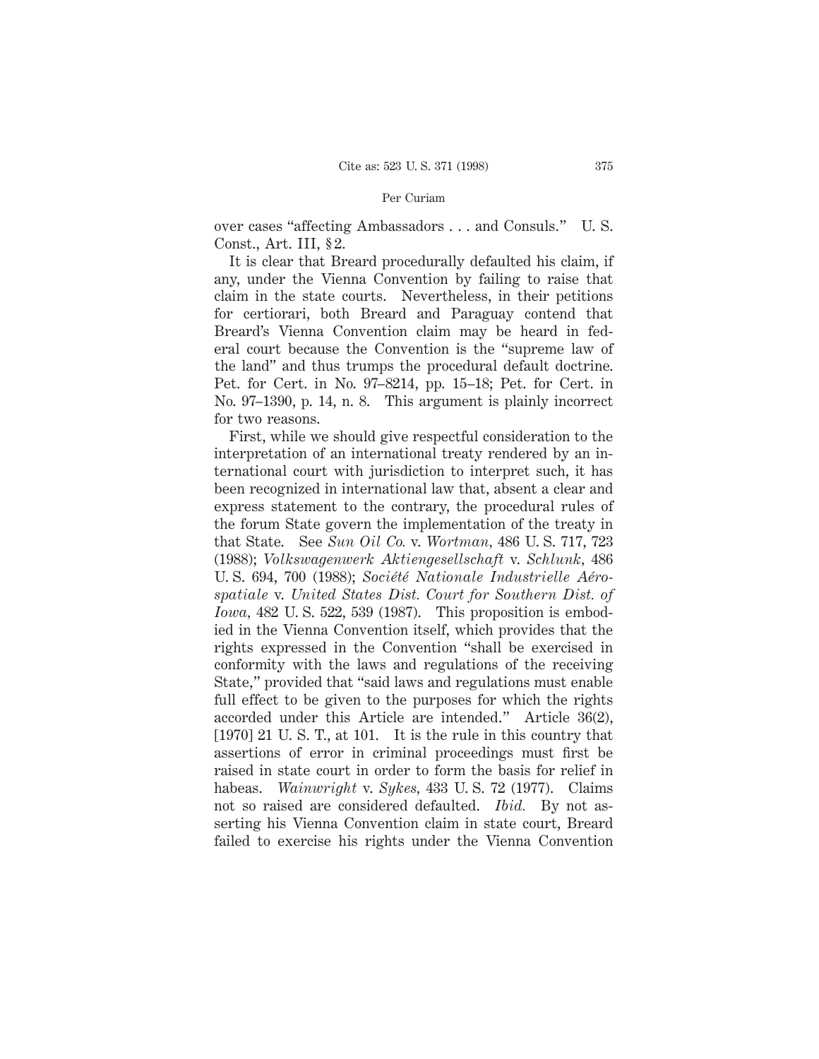over cases "affecting Ambassadors . . . and Consuls." U. S. Const., Art. III, §2.

It is clear that Breard procedurally defaulted his claim, if any, under the Vienna Convention by failing to raise that claim in the state courts. Nevertheless, in their petitions for certiorari, both Breard and Paraguay contend that Breard's Vienna Convention claim may be heard in federal court because the Convention is the "supreme law of the land" and thus trumps the procedural default doctrine. Pet. for Cert. in No. 97–8214, pp. 15–18; Pet. for Cert. in No. 97–1390, p. 14, n. 8. This argument is plainly incorrect for two reasons.

First, while we should give respectful consideration to the interpretation of an international treaty rendered by an international court with jurisdiction to interpret such, it has been recognized in international law that, absent a clear and express statement to the contrary, the procedural rules of the forum State govern the implementation of the treaty in that State. See *Sun Oil Co.* v. *Wortman*, 486 U. S. 717, 723 (1988); *Volkswagenwerk Aktiengesellschaft* v. *Schlunk*, 486 U. S. 694, 700 (1988); *Société Nationale Industrielle Aérospatiale* v. *United States Dist. Court for Southern Dist. of Iowa*, 482 U. S. 522, 539 (1987). This proposition is embodied in the Vienna Convention itself, which provides that the rights expressed in the Convention "shall be exercised in conformity with the laws and regulations of the receiving State," provided that "said laws and regulations must enable full effect to be given to the purposes for which the rights accorded under this Article are intended." Article 36(2), [1970] 21 U. S. T., at 101. It is the rule in this country that assertions of error in criminal proceedings must first be raised in state court in order to form the basis for relief in habeas. *Wainwright* v. *Sykes*, 433 U. S. 72 (1977). Claims not so raised are considered defaulted. *Ibid.* By not asserting his Vienna Convention claim in state court, Breard failed to exercise his rights under the Vienna Convention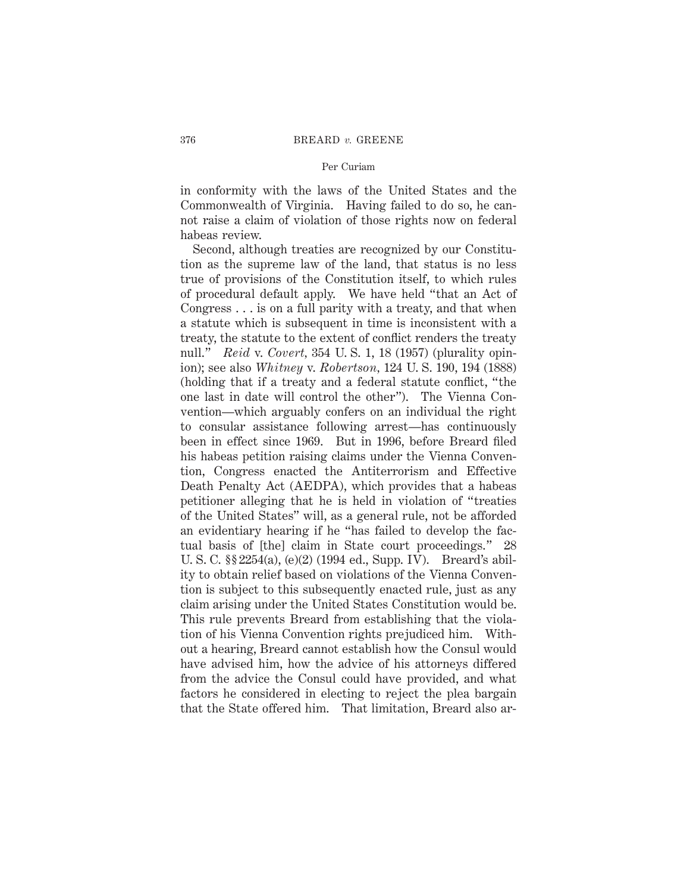in conformity with the laws of the United States and the Commonwealth of Virginia. Having failed to do so, he cannot raise a claim of violation of those rights now on federal habeas review.

Second, although treaties are recognized by our Constitution as the supreme law of the land, that status is no less true of provisions of the Constitution itself, to which rules of procedural default apply. We have held "that an Act of Congress . . . is on a full parity with a treaty, and that when a statute which is subsequent in time is inconsistent with a treaty, the statute to the extent of conflict renders the treaty null." *Reid* v. *Covert*, 354 U. S. 1, 18 (1957) (plurality opinion); see also *Whitney* v. *Robertson*, 124 U. S. 190, 194 (1888) (holding that if a treaty and a federal statute conflict, "the one last in date will control the other"). The Vienna Convention—which arguably confers on an individual the right to consular assistance following arrest—has continuously been in effect since 1969. But in 1996, before Breard filed his habeas petition raising claims under the Vienna Convention, Congress enacted the Antiterrorism and Effective Death Penalty Act (AEDPA), which provides that a habeas petitioner alleging that he is held in violation of "treaties of the United States" will, as a general rule, not be afforded an evidentiary hearing if he "has failed to develop the factual basis of [the] claim in State court proceedings." 28 U. S. C. §§ 2254(a), (e)(2) (1994 ed., Supp. IV). Breard's ability to obtain relief based on violations of the Vienna Convention is subject to this subsequently enacted rule, just as any claim arising under the United States Constitution would be. This rule prevents Breard from establishing that the violation of his Vienna Convention rights prejudiced him. Without a hearing, Breard cannot establish how the Consul would have advised him, how the advice of his attorneys differed from the advice the Consul could have provided, and what factors he considered in electing to reject the plea bargain that the State offered him. That limitation, Breard also ar-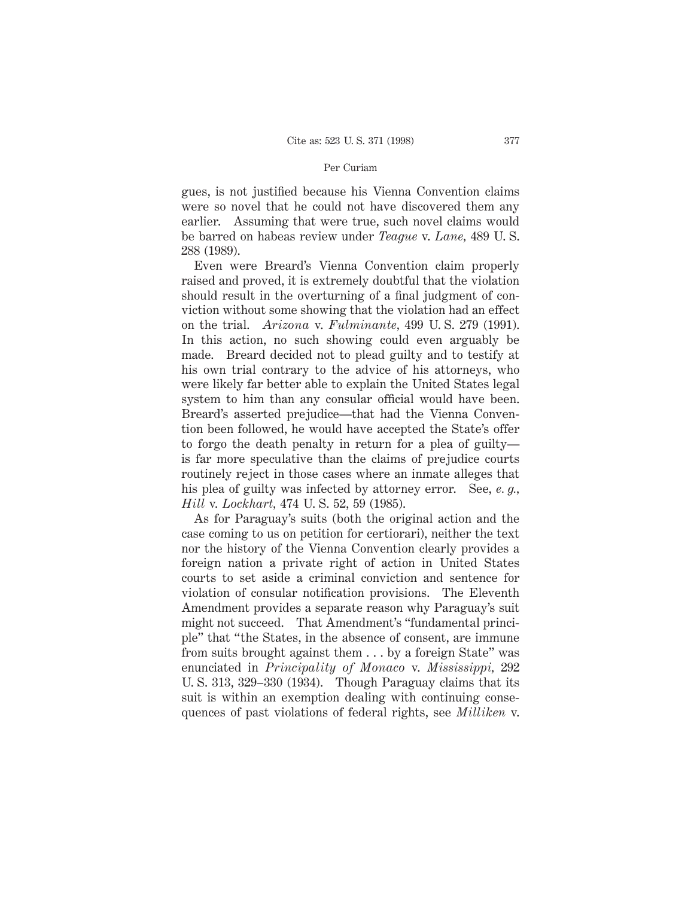gues, is not justified because his Vienna Convention claims were so novel that he could not have discovered them any earlier. Assuming that were true, such novel claims would be barred on habeas review under *Teague* v. *Lane,* 489 U. S. 288 (1989).

Even were Breard's Vienna Convention claim properly raised and proved, it is extremely doubtful that the violation should result in the overturning of a final judgment of conviction without some showing that the violation had an effect on the trial. *Arizona* v. *Fulminante,* 499 U. S. 279 (1991). In this action, no such showing could even arguably be made. Breard decided not to plead guilty and to testify at his own trial contrary to the advice of his attorneys, who were likely far better able to explain the United States legal system to him than any consular official would have been. Breard's asserted prejudice—that had the Vienna Convention been followed, he would have accepted the State's offer to forgo the death penalty in return for a plea of guilty—is far more speculative than the claims of prejudice courts routinely reject in those cases where an inmate alleges that his plea of guilty was infected by attorney error. See, *e. g., Hill* v. *Lockhart,* 474 U. S. 52, 59 (1985).

As for Paraguay's suits (both the original action and the case coming to us on petition for certiorari), neither the text nor the history of the Vienna Convention clearly provides a foreign nation a private right of action in United States courts to set aside a criminal conviction and sentence for violation of consular notification provisions. The Eleventh Amendment provides a separate reason why Paraguay's suit might not succeed. That Amendment's "fundamental principle" that "the States, in the absence of consent, are immune from suits brought against them . . . by a foreign State" was enunciated in *Principality of Monaco* v. *Mississippi,* 292 U. S. 313, 329–330 (1934). Though Paraguay claims that its suit is within an exemption dealing with continuing consequences of past violations of federal rights, see *Milliken* v.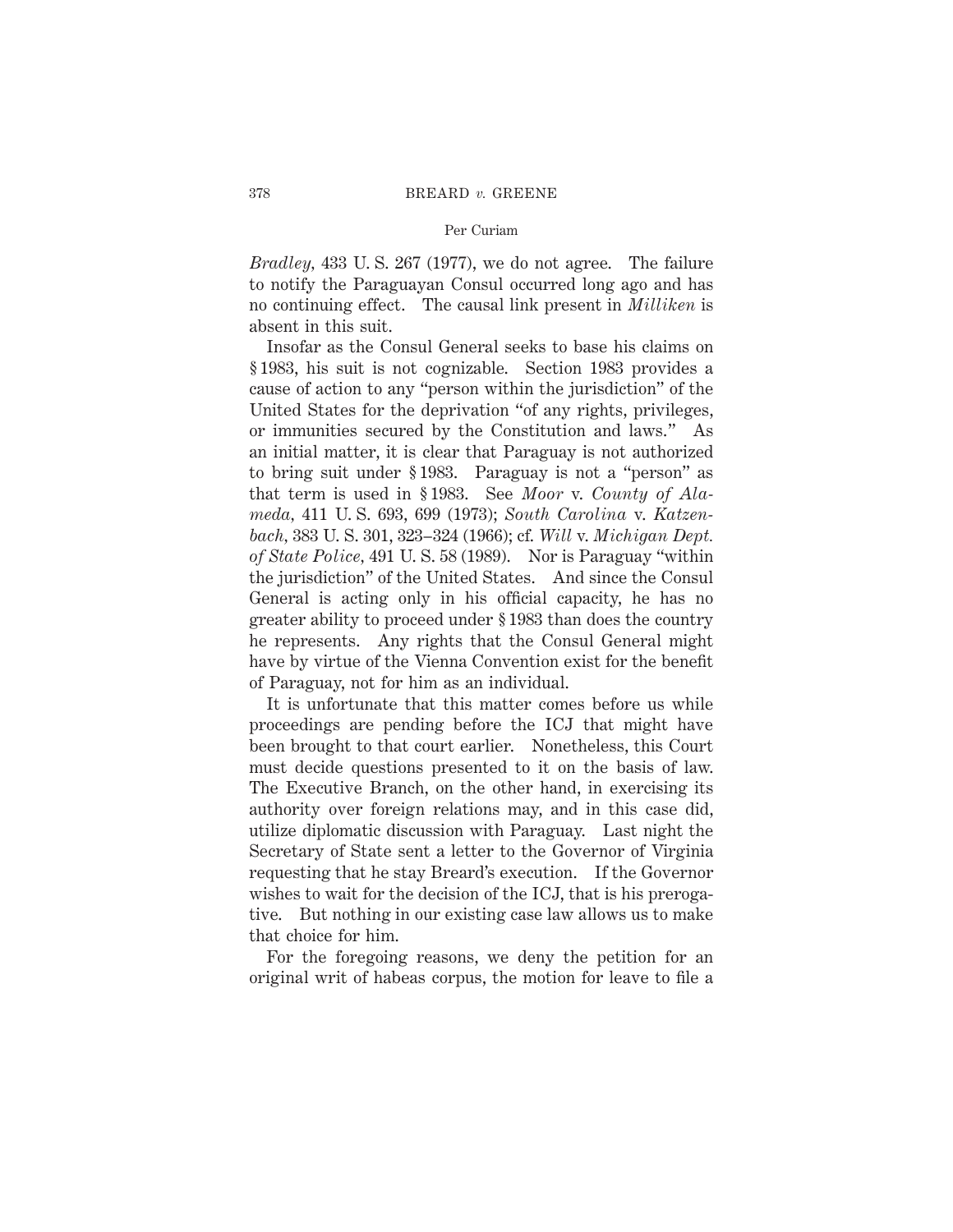*Bradley*, 433 U. S. 267 (1977), we do not agree. The failure to notify the Paraguayan Consul occurred long ago and has no continuing effect. The causal link present in *Milliken* is absent in this suit.

Insofar as the Consul General seeks to base his claims on § 1983, his suit is not cognizable. Section 1983 provides a cause of action to any "person within the jurisdiction" of the United States for the deprivation "of any rights, privileges, or immunities secured by the Constitution and laws." As an initial matter, it is clear that Paraguay is not authorized to bring suit under § 1983. Paraguay is not a "person" as that term is used in § 1983. See *Moor* v. *County of Alameda*, 411 U. S. 693, 699 (1973); *South Carolina* v. *Katzenbach*, 383 U. S. 301, 323–324 (1966); cf. *Will* v. *Michigan Dept. of State Police*, 491 U. S. 58 (1989). Nor is Paraguay "within the jurisdiction" of the United States. And since the Consul General is acting only in his official capacity, he has no greater ability to proceed under § 1983 than does the country he represents. Any rights that the Consul General might have by virtue of the Vienna Convention exist for the benefit of Paraguay, not for him as an individual.

It is unfortunate that this matter comes before us while proceedings are pending before the ICJ that might have been brought to that court earlier. Nonetheless, this Court must decide questions presented to it on the basis of law. The Executive Branch, on the other hand, in exercising its authority over foreign relations may, and in this case did, utilize diplomatic discussion with Paraguay. Last night the Secretary of State sent a letter to the Governor of Virginia requesting that he stay Breard's execution. If the Governor wishes to wait for the decision of the ICJ, that is his prerogative. But nothing in our existing case law allows us to make that choice for him.

For the foregoing reasons, we deny the petition for an original writ of habeas corpus, the motion for leave to file a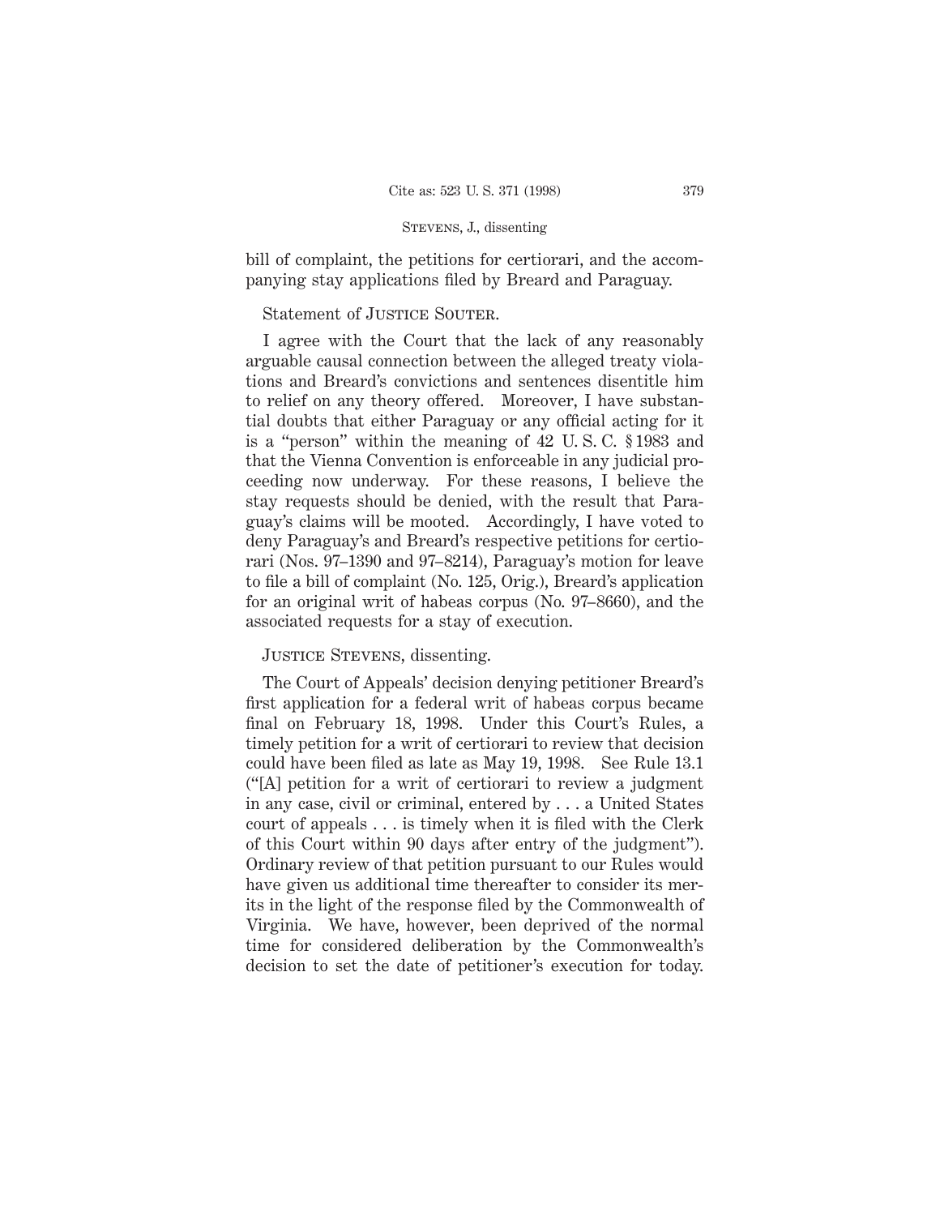bill of complaint, the petitions for certiorari, and the accompanying stay applications filed by Breard and Paraguay.

Statement of JUSTICE SOUTER.

I agree with the Court that the lack of any reasonably arguable causal connection between the alleged treaty violations and Breard's convictions and sentences disentitle him to relief on any theory offered. Moreover, I have substantial doubts that either Paraguay or any official acting for it is a "person" within the meaning of 42 U. S. C. § 1983 and that the Vienna Convention is enforceable in any judicial proceeding now underway. For these reasons, I believe the stay requests should be denied, with the result that Paraguay's claims will be mooted. Accordingly, I have voted to deny Paraguay's and Breard's respective petitions for certiorari (Nos. 97–1390 and 97–8214), Paraguay's motion for leave to file a bill of complaint (No. 125, Orig.), Breard's application for an original writ of habeas corpus (No. 97–8660), and the associated requests for a stay of execution.

JUSTICE STEVENS, dissenting.

The Court of Appeals' decision denying petitioner Breard's first application for a federal writ of habeas corpus became final on February 18, 1998. Under this Court's Rules, a timely petition for a writ of certiorari to review that decision could have been filed as late as May 19, 1998. See Rule 13.1 ("[A] petition for a writ of certiorari to review a judgment in any case, civil or criminal, entered by . . . a United States court of appeals . . . is timely when it is filed with the Clerk of this Court within 90 days after entry of the judgment"). Ordinary review of that petition pursuant to our Rules would have given us additional time thereafter to consider its merits in the light of the response filed by the Commonwealth of Virginia. We have, however, been deprived of the normal time for considered deliberation by the Commonwealth's decision to set the date of petitioner's execution for today.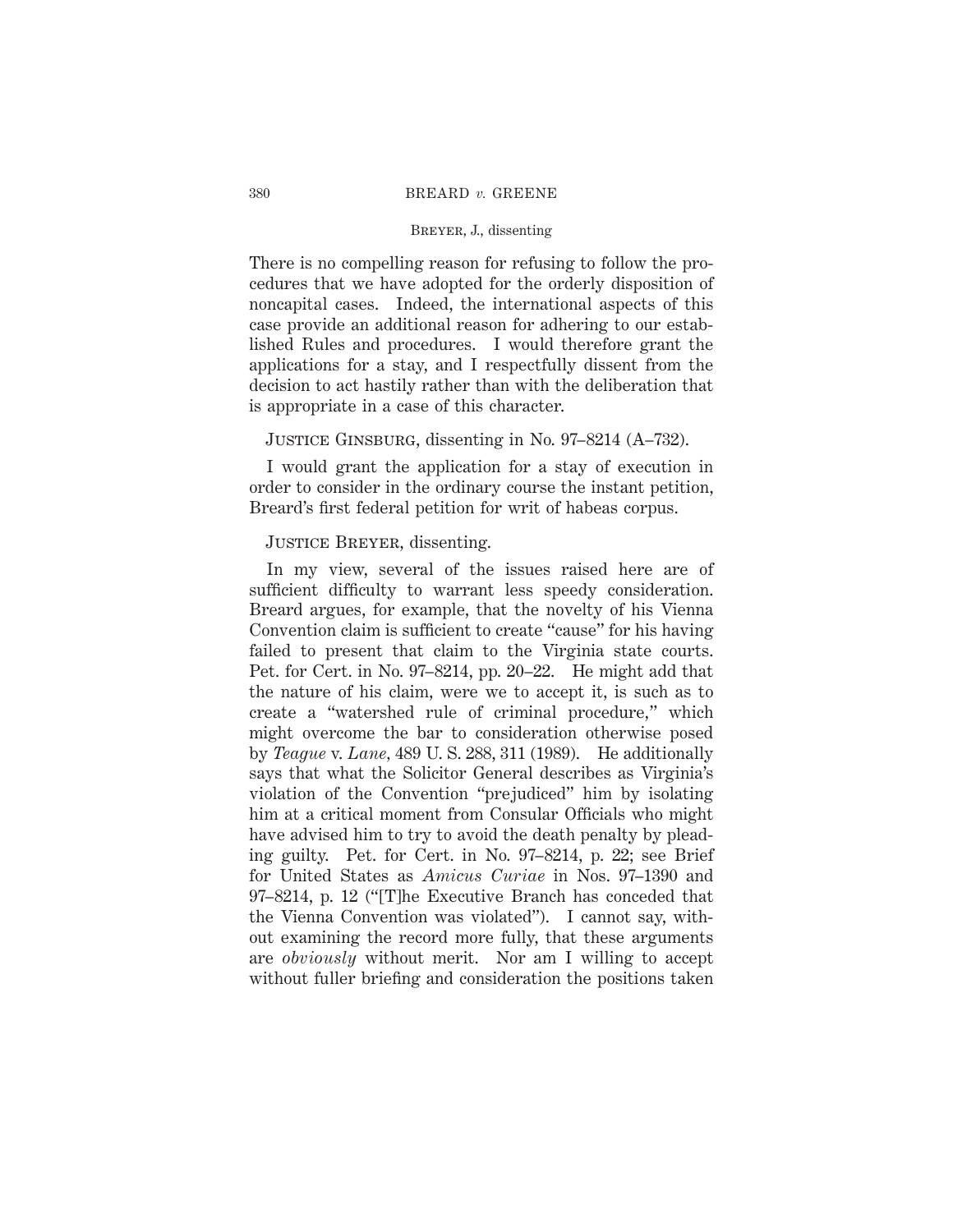There is no compelling reason for refusing to follow the procedures that we have adopted for the orderly disposition of noncapital cases. Indeed, the international aspects of this case provide an additional reason for adhering to our established Rules and procedures. I would therefore grant the applications for a stay, and I respectfully dissent from the decision to act hastily rather than with the deliberation that is appropriate in a case of this character.

Justice Ginsburg, dissenting in No. 97–8214 (A–732).

I would grant the application for a stay of execution in order to consider in the ordinary course the instant petition, Breard's first federal petition for writ of habeas corpus.

Justice Breyer, dissenting.

In my view, several of the issues raised here are of sufficient difficulty to warrant less speedy consideration. Breard argues, for example, that the novelty of his Vienna Convention claim is sufficient to create "cause" for his having failed to present that claim to the Virginia state courts. Pet. for Cert. in No. 97–8214, pp. 20–22. He might add that the nature of his claim, were we to accept it, is such as to create a "watershed rule of criminal procedure," which might overcome the bar to consideration otherwise posed by *Teague* v. *Lane*, 489 U. S. 288, 311 (1989). He additionally says that what the Solicitor General describes as Virginia's violation of the Convention "prejudiced" him by isolating him at a critical moment from Consular Officials who might have advised him to try to avoid the death penalty by pleading guilty. Pet. for Cert. in No. 97–8214, p. 22; see Brief for United States as *Amicus Curiae* in Nos. 97–1390 and 97–8214, p. 12 ("[T]he Executive Branch has conceded that the Vienna Convention was violated"). I cannot say, without examining the record more fully, that these arguments are *obviously* without merit. Nor am I willing to accept without fuller briefing and consideration the positions taken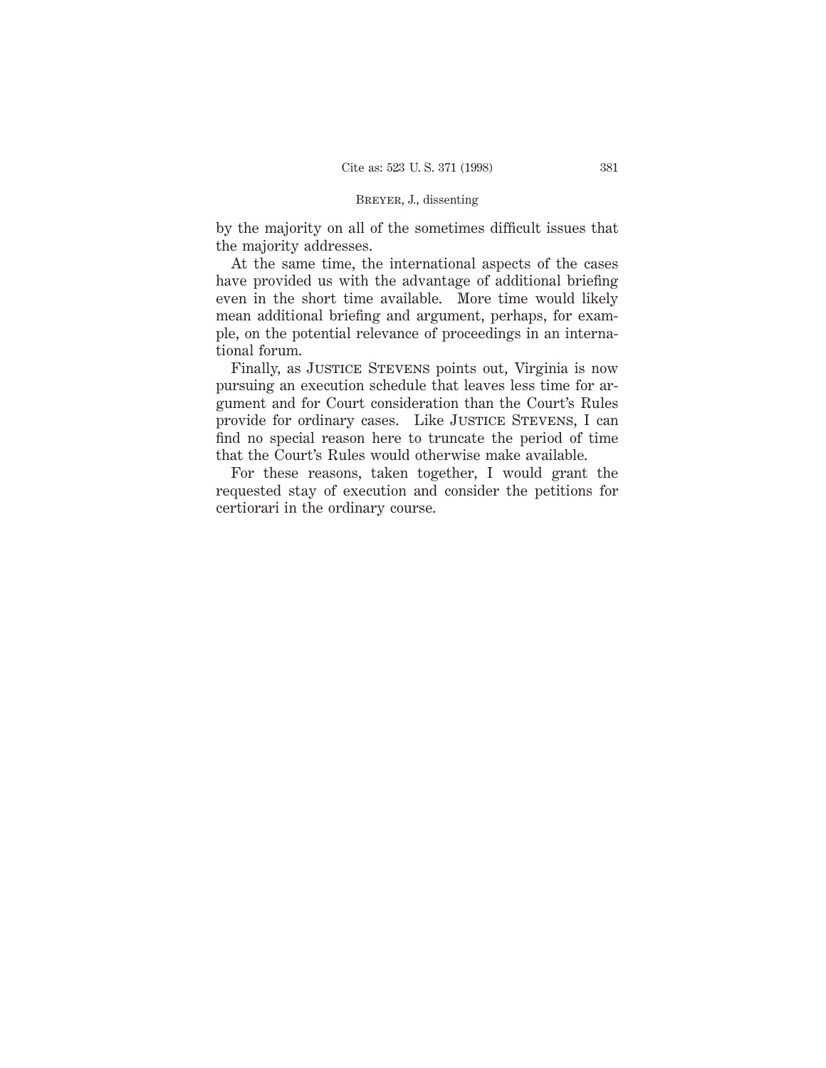by the majority on all of the sometimes difficult issues that the majority addresses.

At the same time, the international aspects of the cases have provided us with the advantage of additional briefing even in the short time available. More time would likely mean additional briefing and argument, perhaps, for example, on the potential relevance of proceedings in an international forum.

Finally, as JUSTICE STEVENS points out, Virginia is now pursuing an execution schedule that leaves less time for argument and for Court consideration than the Court's Rules provide for ordinary cases. Like JUSTICE STEVENS, I can find no special reason here to truncate the period of time that the Court's Rules would otherwise make available.

For these reasons, taken together, I would grant the requested stay of execution and consider the petitions for certiorari in the ordinary course.